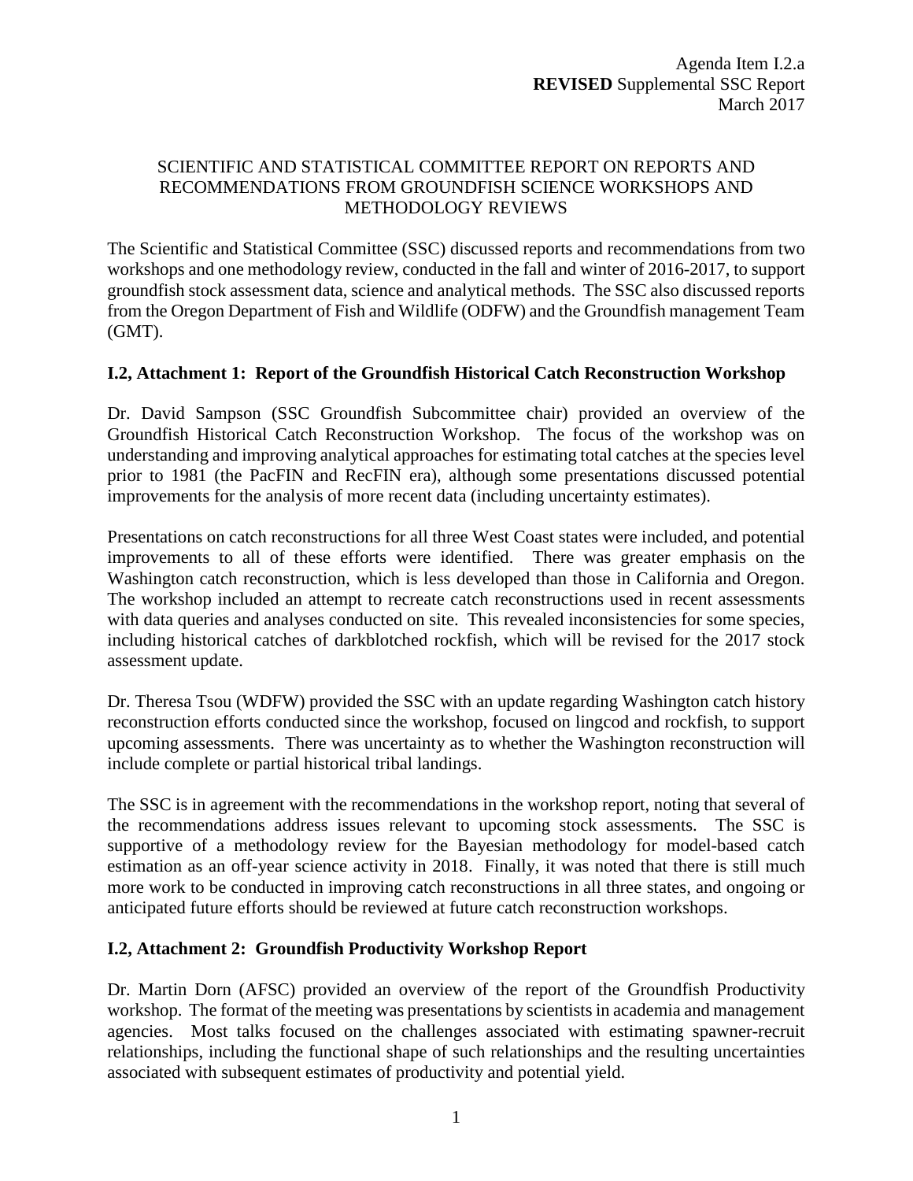Agenda Item I.2.a
**REVISED** Supplemental SSC Report
March 2017

# SCIENTIFIC AND STATISTICAL COMMITTEE REPORT ON REPORTS AND RECOMMENDATIONS FROM GROUNDFISH SCIENCE WORKSHOPS AND METHODOLOGY REVIEWS

The Scientific and Statistical Committee (SSC) discussed reports and recommendations from two workshops and one methodology review, conducted in the fall and winter of 2016-2017, to support groundfish stock assessment data, science and analytical methods. The SSC also discussed reports from the Oregon Department of Fish and Wildlife (ODFW) and the Groundfish management Team (GMT).

## I.2, Attachment 1: Report of the Groundfish Historical Catch Reconstruction Workshop

Dr. David Sampson (SSC Groundfish Subcommittee chair) provided an overview of the Groundfish Historical Catch Reconstruction Workshop. The focus of the workshop was on understanding and improving analytical approaches for estimating total catches at the species level prior to 1981 (the PacFIN and RecFIN era), although some presentations discussed potential improvements for the analysis of more recent data (including uncertainty estimates).

Presentations on catch reconstructions for all three West Coast states were included, and potential improvements to all of these efforts were identified. There was greater emphasis on the Washington catch reconstruction, which is less developed than those in California and Oregon. The workshop included an attempt to recreate catch reconstructions used in recent assessments with data queries and analyses conducted on site. This revealed inconsistencies for some species, including historical catches of darkblotched rockfish, which will be revised for the 2017 stock assessment update.

Dr. Theresa Tsou (WDFW) provided the SSC with an update regarding Washington catch history reconstruction efforts conducted since the workshop, focused on lingcod and rockfish, to support upcoming assessments. There was uncertainty as to whether the Washington reconstruction will include complete or partial historical tribal landings.

The SSC is in agreement with the recommendations in the workshop report, noting that several of the recommendations address issues relevant to upcoming stock assessments. The SSC is supportive of a methodology review for the Bayesian methodology for model-based catch estimation as an off-year science activity in 2018. Finally, it was noted that there is still much more work to be conducted in improving catch reconstructions in all three states, and ongoing or anticipated future efforts should be reviewed at future catch reconstruction workshops.

## I.2, Attachment 2: Groundfish Productivity Workshop Report

Dr. Martin Dorn (AFSC) provided an overview of the report of the Groundfish Productivity workshop. The format of the meeting was presentations by scientists in academia and management agencies. Most talks focused on the challenges associated with estimating spawner-recruit relationships, including the functional shape of such relationships and the resulting uncertainties associated with subsequent estimates of productivity and potential yield.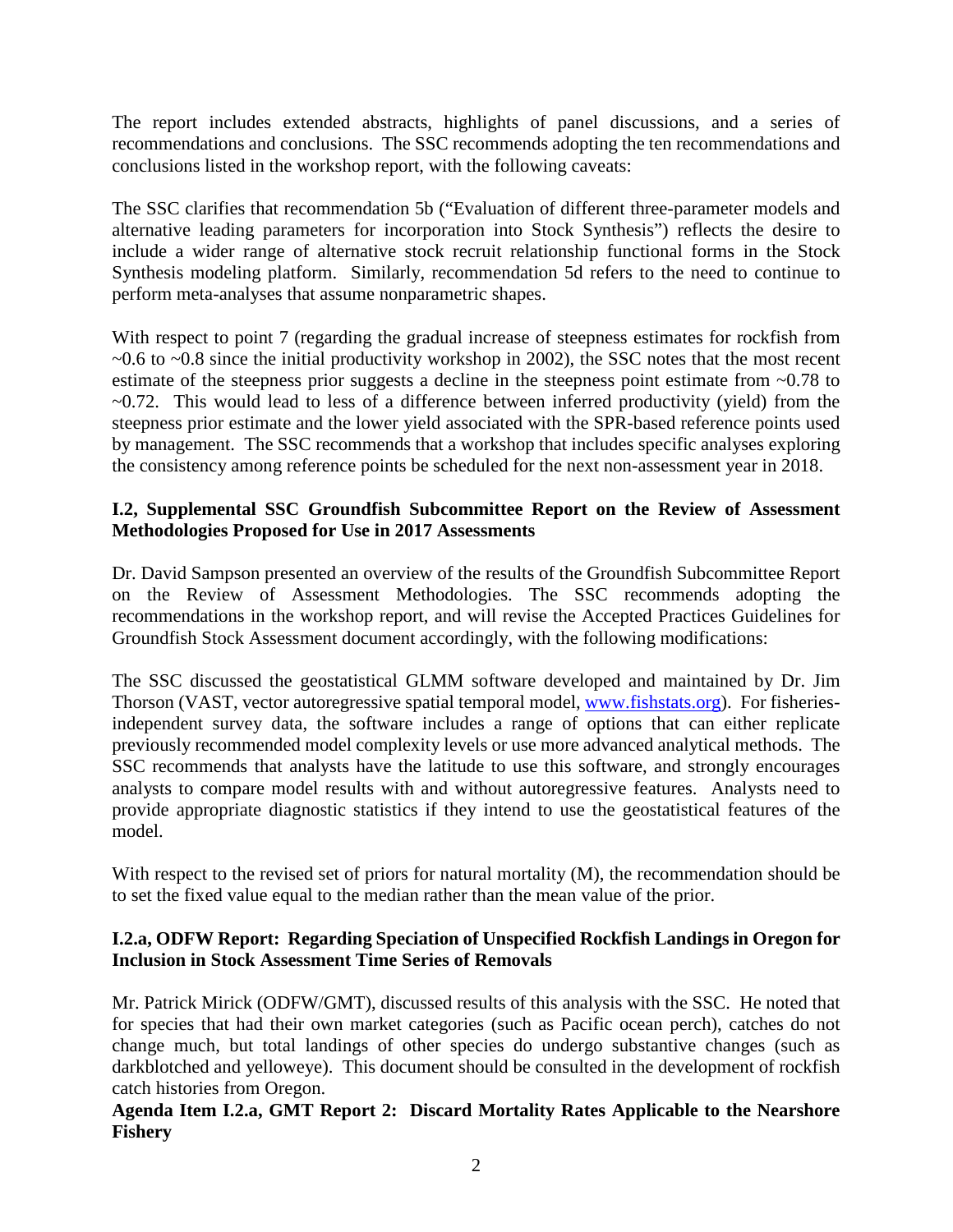The report includes extended abstracts, highlights of panel discussions, and a series of recommendations and conclusions. The SSC recommends adopting the ten recommendations and conclusions listed in the workshop report, with the following caveats:

The SSC clarifies that recommendation 5b ("Evaluation of different three-parameter models and alternative leading parameters for incorporation into Stock Synthesis") reflects the desire to include a wider range of alternative stock recruit relationship functional forms in the Stock Synthesis modeling platform. Similarly, recommendation 5d refers to the need to continue to perform meta-analyses that assume nonparametric shapes.

With respect to point 7 (regarding the gradual increase of steepness estimates for rockfish from ~0.6 to ~0.8 since the initial productivity workshop in 2002), the SSC notes that the most recent estimate of the steepness prior suggests a decline in the steepness point estimate from ~0.78 to ~0.72. This would lead to less of a difference between inferred productivity (yield) from the steepness prior estimate and the lower yield associated with the SPR-based reference points used by management. The SSC recommends that a workshop that includes specific analyses exploring the consistency among reference points be scheduled for the next non-assessment year in 2018.

**I.2, Supplemental SSC Groundfish Subcommittee Report on the Review of Assessment Methodologies Proposed for Use in 2017 Assessments**

Dr. David Sampson presented an overview of the results of the Groundfish Subcommittee Report on the Review of Assessment Methodologies. The SSC recommends adopting the recommendations in the workshop report, and will revise the Accepted Practices Guidelines for Groundfish Stock Assessment document accordingly, with the following modifications:

The SSC discussed the geostatistical GLMM software developed and maintained by Dr. Jim Thorson (VAST, vector autoregressive spatial temporal model, www.fishstats.org). For fisheries-independent survey data, the software includes a range of options that can either replicate previously recommended model complexity levels or use more advanced analytical methods. The SSC recommends that analysts have the latitude to use this software, and strongly encourages analysts to compare model results with and without autoregressive features. Analysts need to provide appropriate diagnostic statistics if they intend to use the geostatistical features of the model.

With respect to the revised set of priors for natural mortality (M), the recommendation should be to set the fixed value equal to the median rather than the mean value of the prior.

**I.2.a, ODFW Report: Regarding Speciation of Unspecified Rockfish Landings in Oregon for Inclusion in Stock Assessment Time Series of Removals**

Mr. Patrick Mirick (ODFW/GMT), discussed results of this analysis with the SSC. He noted that for species that had their own market categories (such as Pacific ocean perch), catches do not change much, but total landings of other species do undergo substantive changes (such as darkblotched and yelloweye). This document should be consulted in the development of rockfish catch histories from Oregon.

**Agenda Item I.2.a, GMT Report 2: Discard Mortality Rates Applicable to the Nearshore Fishery**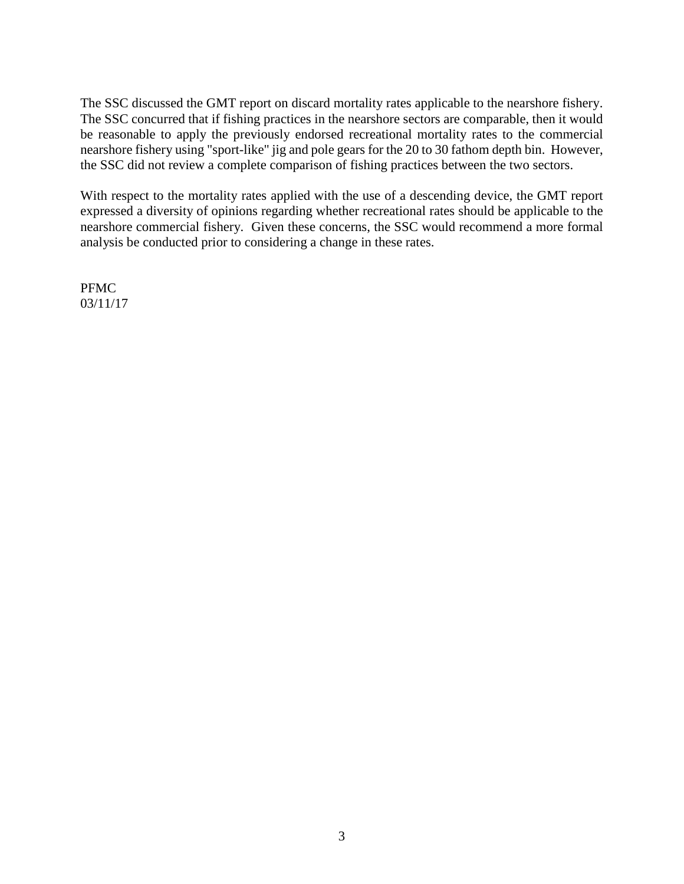The SSC discussed the GMT report on discard mortality rates applicable to the nearshore fishery. The SSC concurred that if fishing practices in the nearshore sectors are comparable, then it would be reasonable to apply the previously endorsed recreational mortality rates to the commercial nearshore fishery using "sport-like" jig and pole gears for the 20 to 30 fathom depth bin. However, the SSC did not review a complete comparison of fishing practices between the two sectors.

With respect to the mortality rates applied with the use of a descending device, the GMT report expressed a diversity of opinions regarding whether recreational rates should be applicable to the nearshore commercial fishery. Given these concerns, the SSC would recommend a more formal analysis be conducted prior to considering a change in these rates.

PFMC
03/11/17